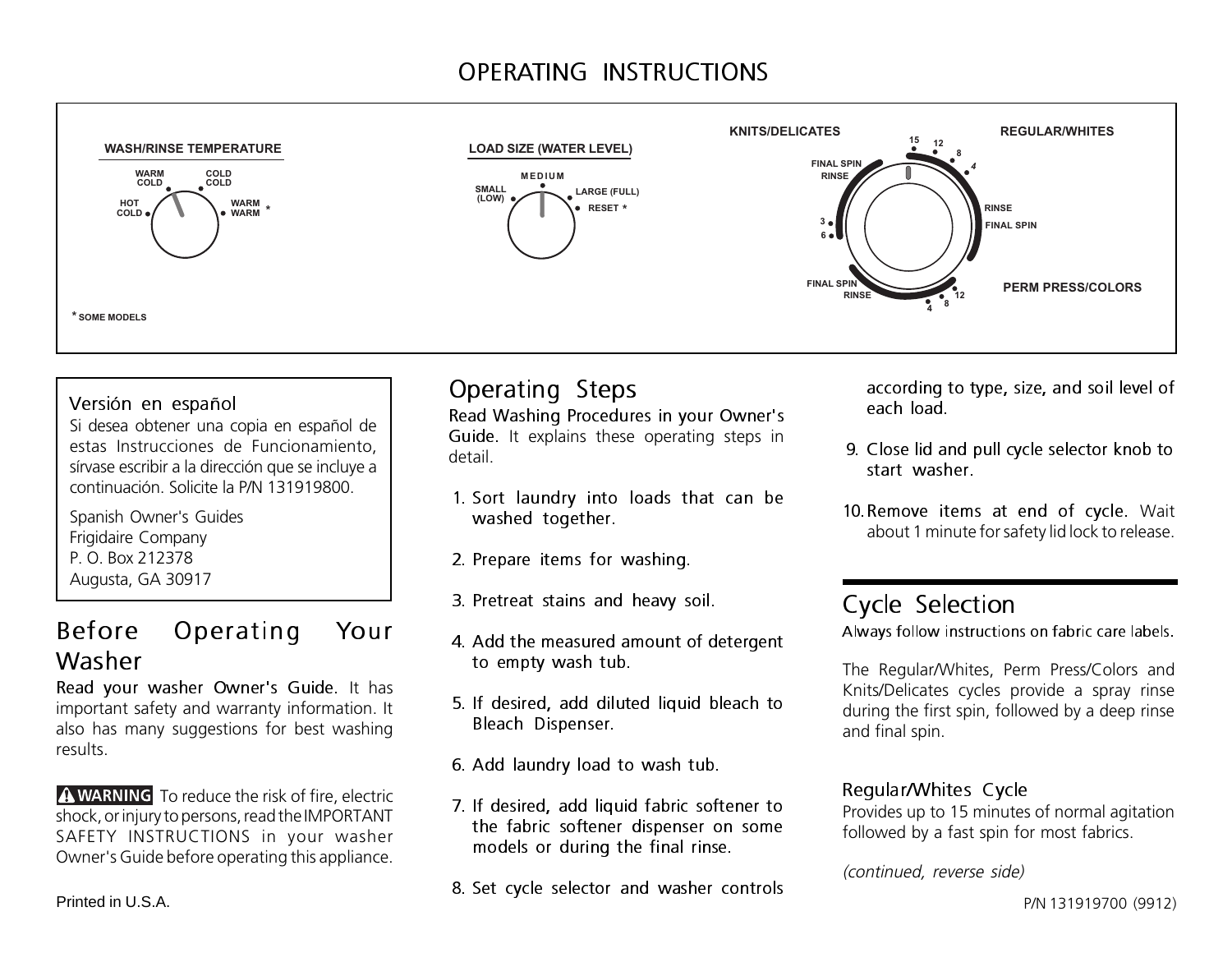# OPERATING INSTRUCTIONS

**WASH/RINSE TEMPERATURE**

WARM COLD · COLD COLD · HOT COLD · WARM WARM *

**LOAD SIZE (WATER LEVEL)**

MEDIUM · SMALL (LOW) · LARGE (FULL) · RESET *

**KNITS/DELICATES** · **REGULAR/WHITES** · **PERM PRESS/COLORS**

15 · 12 · 8 · 4 · FINAL SPIN · RINSE · 3 · 6 · FINAL SPIN · RINSE · RINSE · FINAL SPIN · 12 · 8 · 4

* SOME MODELS

> **Versión en español**
>
> Si desea obtener una copia en español de estas Instrucciones de Funcionamiento, sírvase escribir a la dirección que se incluye a continuación. Solicite la P/N 131919800.
>
> Spanish Owner's Guides
> Frigidaire Company
> P. O. Box 212378
> Augusta, GA 30917

## Before Operating Your Washer

**Read your washer Owner's Guide.** It has important safety and warranty information. It also has many suggestions for best washing results.

**⚠ WARNING** To reduce the risk of fire, electric shock, or injury to persons, read the IMPORTANT SAFETY INSTRUCTIONS in your washer Owner's Guide before operating this appliance.

## Operating Steps

**Read Washing Procedures in your Owner's Guide.** It explains these operating steps in detail.

1. Sort laundry into loads that can be washed together.
2. Prepare items for washing.
3. Pretreat stains and heavy soil.
4. Add the measured amount of detergent to empty wash tub.
5. If desired, add diluted liquid bleach to Bleach Dispenser.
6. Add laundry load to wash tub.
7. If desired, add liquid fabric softener to the fabric softener dispenser on some models or during the final rinse.
8. Set cycle selector and washer controls according to type, size, and soil level of each load.
9. Close lid and pull cycle selector knob to start washer.
10. **Remove items at end of cycle.** Wait about 1 minute for safety lid lock to release.

## Cycle Selection

**Always follow instructions on fabric care labels.**

The Regular/Whites, Perm Press/Colors and Knits/Delicates cycles provide a spray rinse during the first spin, followed by a deep rinse and final spin.

### Regular/Whites Cycle

Provides up to 15 minutes of normal agitation followed by a fast spin for most fabrics.

*(continued, reverse side)*

Printed in U.S.A.

P/N 131919700 (9912)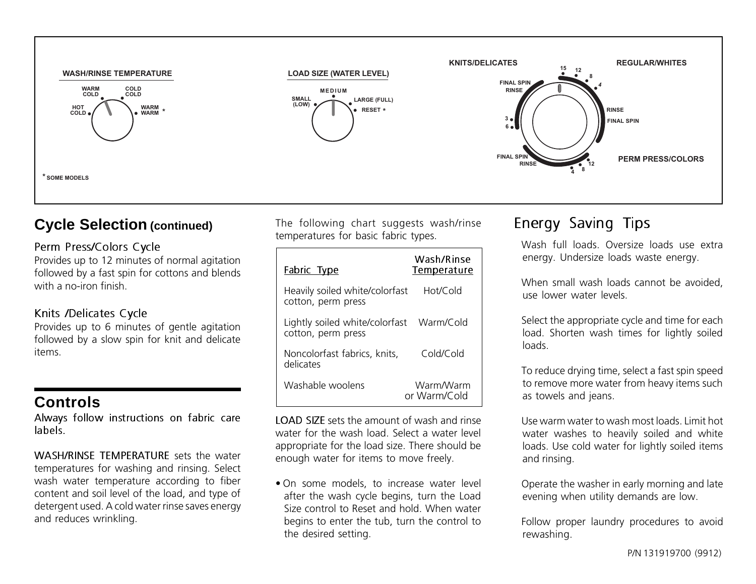WASH/RINSE TEMPERATURE

WARM COLD
COLD COLD
HOT COLD
WARM WARM *

LOAD SIZE (WATER LEVEL)

MEDIUM
SMALL (LOW)
LARGE (FULL)
RESET *

KNITS/DELICATES
REGULAR/WHITES
15
12
8
4
FINAL SPIN
RINSE
RINSE
FINAL SPIN
3
6
FINAL SPIN
RINSE
12
8
4
PERM PRESS/COLORS

* SOME MODELS

## Cycle Selection (continued)

### Perm Press/Colors Cycle

Provides up to 12 minutes of normal agitation followed by a fast spin for cottons and blends with a no-iron finish.

### Knits /Delicates Cycle

Provides up to 6 minutes of gentle agitation followed by a slow spin for knit and delicate items.

## Controls

Always follow instructions on fabric care labels.

WASH/RINSE TEMPERATURE sets the water temperatures for washing and rinsing. Select wash water temperature according to fiber content and soil level of the load, and type of detergent used. A cold water rinse saves energy and reduces wrinkling.

The following chart suggests wash/rinse temperatures for basic fabric types.

| Fabric Type | Wash/Rinse Temperature |
|---|---|
| Heavily soiled white/colorfast cotton, perm press | Hot/Cold |
| Lightly soiled white/colorfast cotton, perm press | Warm/Cold |
| Noncolorfast fabrics, knits, delicates | Cold/Cold |
| Washable woolens | Warm/Warm or Warm/Cold |

LOAD SIZE sets the amount of wash and rinse water for the wash load. Select a water level appropriate for the load size. There should be enough water for items to move freely.

- On some models, to increase water level after the wash cycle begins, turn the Load Size control to Reset and hold. When water begins to enter the tub, turn the control to the desired setting.

## Energy Saving Tips

Wash full loads. Oversize loads use extra energy. Undersize loads waste energy.

When small wash loads cannot be avoided, use lower water levels.

Select the appropriate cycle and time for each load. Shorten wash times for lightly soiled loads.

To reduce drying time, select a fast spin speed to remove more water from heavy items such as towels and jeans.

Use warm water to wash most loads. Limit hot water washes to heavily soiled and white loads. Use cold water for lightly soiled items and rinsing.

Operate the washer in early morning and late evening when utility demands are low.

Follow proper laundry procedures to avoid rewashing.

P/N 131919700 (9912)